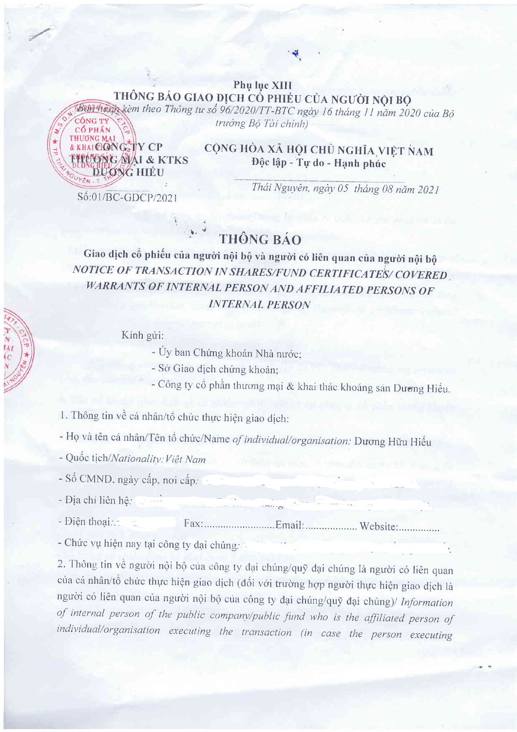**Phụ lục XIII**
**THÔNG BÁO GIAO DỊCH CỔ PHIẾU CỦA NGƯỜI NỘI BỘ**
*(Ban hành kèm theo Thông tư số 96/2020/TT-BTC ngày 16 tháng 11 năm 2020 của Bộ trưởng Bộ Tài chính)*

| | |
|---|---|
| **CÔNG TY CP THƯƠNG MẠI & KTKS DƯƠNG HIẾU** | **CỘNG HÒA XÃ HỘI CHỦ NGHĨA VIỆT NAM** |
| | **Độc lập - Tự do - Hạnh phúc** |
| Số:01/BC-GDCP/2021 | *Thái Nguyên, ngày 05 tháng 08 năm 2021* |

# THÔNG BÁO

**Giao dịch cổ phiếu của người nội bộ và người có liên quan của người nội bộ**

***NOTICE OF TRANSACTION IN SHARES/FUND CERTIFICATES/ COVERED WARRANTS OF INTERNAL PERSON AND AFFILIATED PERSONS OF INTERNAL PERSON***

Kính gửi:

- Ủy ban Chứng khoán Nhà nước;
- Sở Giao dịch chứng khoán;
- Công ty cổ phần thương mại & khai thác khoáng sản Dương Hiếu.

1. Thông tin về cá nhân/tổ chức thực hiện giao dịch:

- Họ và tên cá nhân/Tên tổ chức/Name *of individual/organisation:* Dương Hữu Hiếu
- Quốc tịch/*Nationality:* Việt Nam
- Số CMND, ngày cấp, nơi cấp:
- Địa chỉ liên hệ:
- Điện thoại: Fax:..........................Email:.................. Website:...............
- Chức vụ hiện nay tại công ty đại chúng:

2. Thông tin về người nội bộ của công ty đại chúng/quỹ đại chúng là người có liên quan của cá nhân/tổ chức thực hiện giao dịch (đối với trường hợp người thực hiện giao dịch là người có liên quan của người nội bộ của công ty đại chúng/quỹ đại chúng)/ *Information of internal person of the public company/public fund who is the affiliated person of individual/organisation executing the transaction (in case the person executing*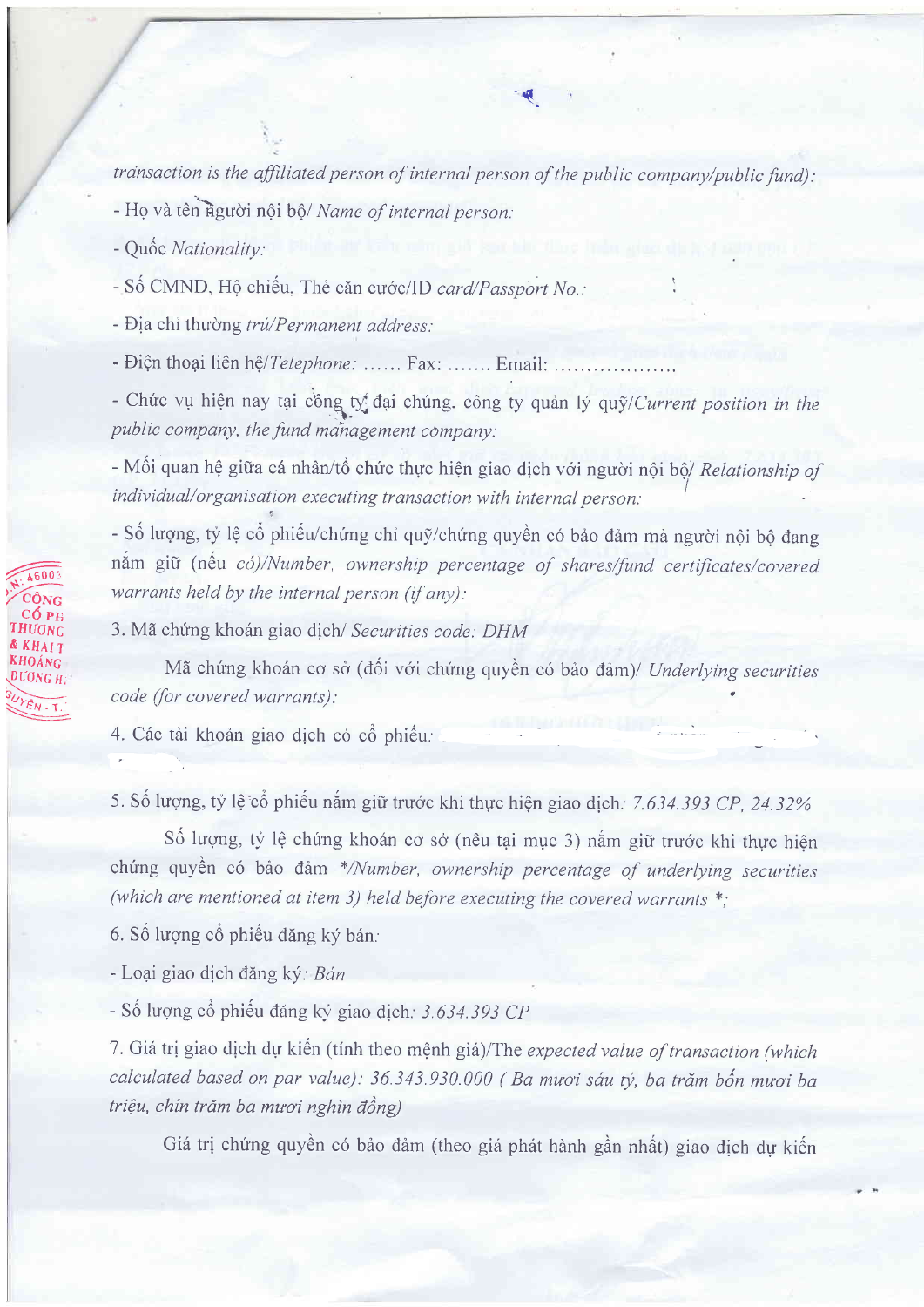transaction is the affiliated person of internal person of the public company/public fund):

- Họ và tên người nội bộ/ *Name of internal person:*

- Quốc *Nationality:*

- Số CMND, Hộ chiếu, Thẻ căn cước/ID *card/Passport No.:*

- Địa chỉ thường *trú/Permanent address:*

- Điện thoại liên hệ/*Telephone:* …… Fax: ……. Email: ………………

- Chức vụ hiện nay tại công ty đại chúng, công ty quản lý quỹ/*Current position in the public company, the fund management company:*

- Mối quan hệ giữa cá nhân/tổ chức thực hiện giao dịch với người nội bộ/ *Relationship of individual/organisation executing transaction with internal person:*

- Số lượng, tỷ lệ cổ phiếu/chứng chỉ quỹ/chứng quyền có bảo đảm mà người nội bộ đang nắm giữ (nếu *có)/Number, ownership percentage of shares/fund certificates/covered warrants held by the internal person (if any):*

3. Mã chứng khoán giao dịch/ *Securities code: DHM*

Mã chứng khoán cơ sở (đối với chứng quyền có bảo đảm)/ *Underlying securities code (for covered warrants):*

4. Các tài khoản giao dịch có cổ phiếu:

5. Số lượng, tỷ lệ cổ phiếu nắm giữ trước khi thực hiện giao dịch: *7.634.393 CP, 24.32%*

Số lượng, tỷ lệ chứng khoán cơ sở (nêu tại mục 3) nắm giữ trước khi thực hiện chứng quyền có bảo đảm **/Number, ownership percentage of underlying securities (which are mentioned at item 3) held before executing the covered warrants *;*

6. Số lượng cổ phiếu đăng ký bán:

- Loại giao dịch đăng ký: *Bán*

- Số lượng cổ phiếu đăng ký giao dịch: *3.634.393 CP*

7. Giá trị giao dịch dự kiến (tính theo mệnh giá)/The *expected value of transaction (which calculated based on par value): 36.343.930.000 ( Ba mươi sáu tỷ, ba trăm bốn mươi ba triệu, chín trăm ba mươi nghìn đồng)*

Giá trị chứng quyền có bảo đảm (theo giá phát hành gần nhất) giao dịch dự kiến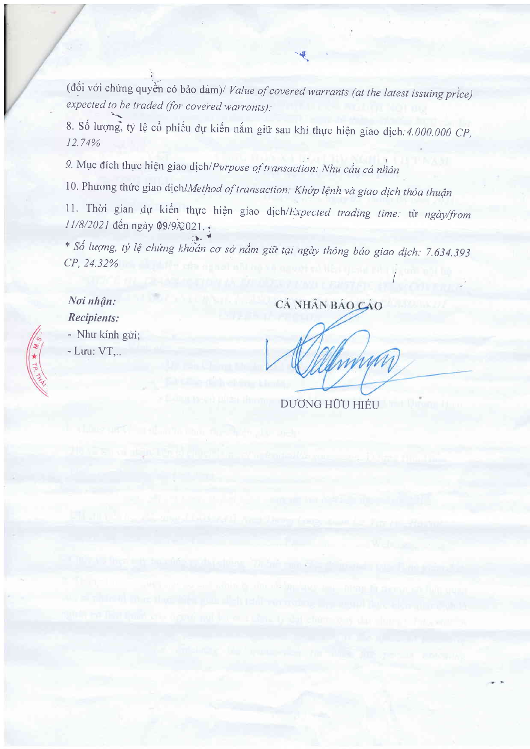(đối với chứng quyền có bảo đảm)/ *Value of covered warrants (at the latest issuing price) expected to be traded (for covered warrants):*

8. Số lượng, tỷ lệ cổ phiếu dự kiến nắm giữ sau khi thực hiện giao dịch: *4.000.000 CP, 12.74%*

9. Mục đích thực hiện giao dịch/*Purpose of transaction: Nhu cầu cá nhân*

10. Phương thức giao dịch/*Method of transaction: Khớp lệnh và giao dịch thỏa thuận*

11. Thời gian dự kiến thực hiện giao dịch/*Expected trading time:* từ *ngày/from 11/8/2021* đến ngày 09/9/2021.

* *Số lượng, tỷ lệ chứng khoán cơ sở nắm giữ tại ngày thông báo giao dịch: 7.634.393 CP, 24.32%*

***Nơi nhận:***
***Recipients:***
- Như kính gửi;
- Lưu: VT,..

**CÁ NHÂN BÁO CÁO**

DƯƠNG HỮU HIẾU